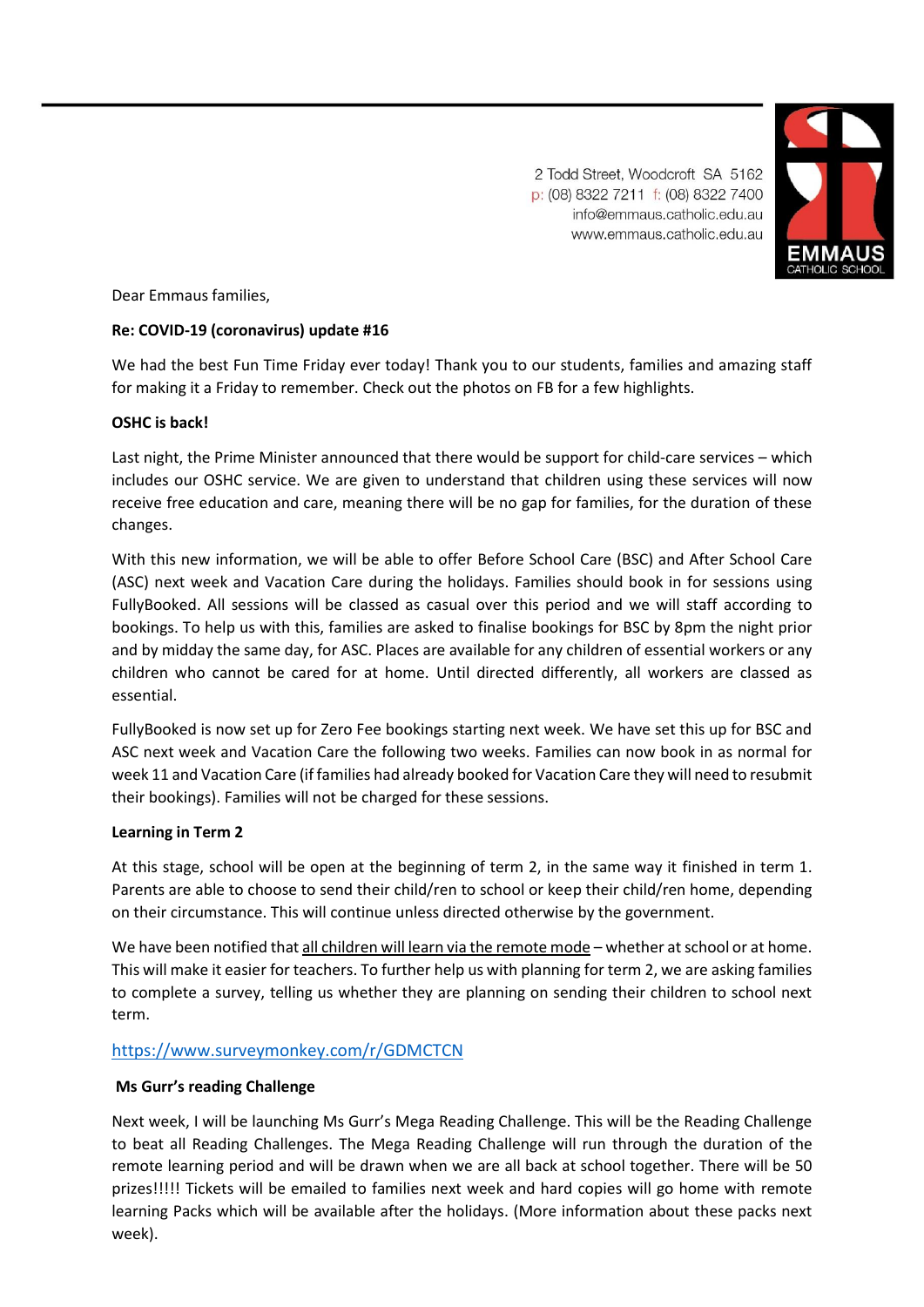2 Todd Street, Woodcroft SA 5162
p: (08) 8322 7211 f: (08) 8322 7400
info@emmaus.catholic.edu.au
www.emmaus.catholic.edu.au

EMMAUS CATHOLIC SCHOOL

Dear Emmaus families,

**Re: COVID-19 (coronavirus) update #16**

We had the best Fun Time Friday ever today! Thank you to our students, families and amazing staff for making it a Friday to remember. Check out the photos on FB for a few highlights.

**OSHC is back!**

Last night, the Prime Minister announced that there would be support for child-care services – which includes our OSHC service. We are given to understand that children using these services will now receive free education and care, meaning there will be no gap for families, for the duration of these changes.

With this new information, we will be able to offer Before School Care (BSC) and After School Care (ASC) next week and Vacation Care during the holidays. Families should book in for sessions using FullyBooked. All sessions will be classed as casual over this period and we will staff according to bookings. To help us with this, families are asked to finalise bookings for BSC by 8pm the night prior and by midday the same day, for ASC. Places are available for any children of essential workers or any children who cannot be cared for at home. Until directed differently, all workers are classed as essential.

FullyBooked is now set up for Zero Fee bookings starting next week. We have set this up for BSC and ASC next week and Vacation Care the following two weeks. Families can now book in as normal for week 11 and Vacation Care (if families had already booked for Vacation Care they will need to resubmit their bookings). Families will not be charged for these sessions.

**Learning in Term 2**

At this stage, school will be open at the beginning of term 2, in the same way it finished in term 1. Parents are able to choose to send their child/ren to school or keep their child/ren home, depending on their circumstance. This will continue unless directed otherwise by the government.

We have been notified that all children will learn via the remote mode – whether at school or at home. This will make it easier for teachers. To further help us with planning for term 2, we are asking families to complete a survey, telling us whether they are planning on sending their children to school next term.

https://www.surveymonkey.com/r/GDMCTCN

**Ms Gurr's reading Challenge**

Next week, I will be launching Ms Gurr's Mega Reading Challenge. This will be the Reading Challenge to beat all Reading Challenges. The Mega Reading Challenge will run through the duration of the remote learning period and will be drawn when we are all back at school together. There will be 50 prizes!!!!! Tickets will be emailed to families next week and hard copies will go home with remote learning Packs which will be available after the holidays. (More information about these packs next week).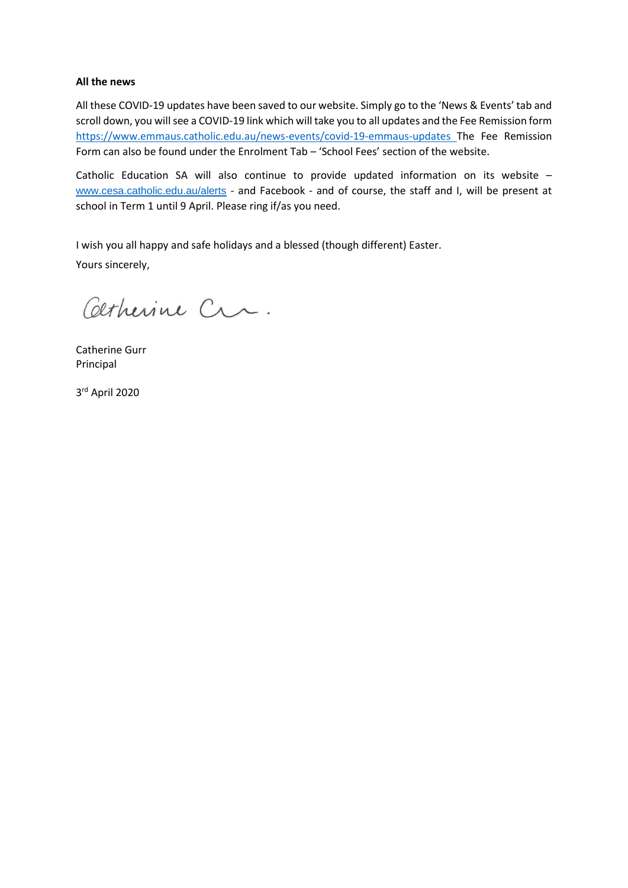**All the news**

All these COVID-19 updates have been saved to our website. Simply go to the 'News & Events' tab and scroll down, you will see a COVID-19 link which will take you to all updates and the Fee Remission form https://www.emmaus.catholic.edu.au/news-events/covid-19-emmaus-updates The Fee Remission Form can also be found under the Enrolment Tab – 'School Fees' section of the website.

Catholic Education SA will also continue to provide updated information on its website – www.cesa.catholic.edu.au/alerts - and Facebook - and of course, the staff and I, will be present at school in Term 1 until 9 April. Please ring if/as you need.

I wish you all happy and safe holidays and a blessed (though different) Easter.

Yours sincerely,

Catherine Gurr  
Principal

3rd April 2020